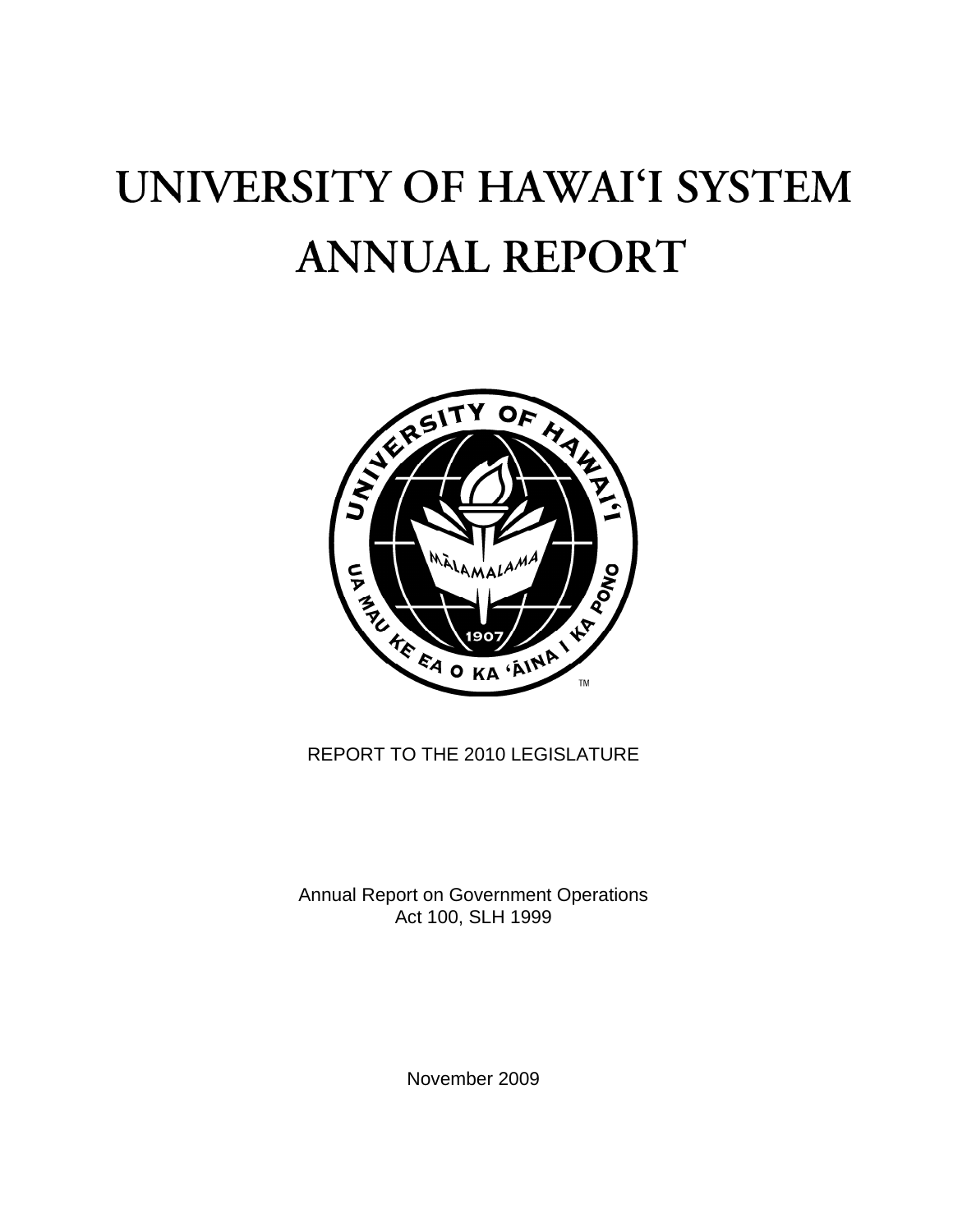# UNIVERSITY OF HAWAI'I SYSTEM ANNUAL REPORT

REPORT TO THE 2010 LEGISLATURE

Annual Report on Government Operations
Act 100, SLH 1999

November 2009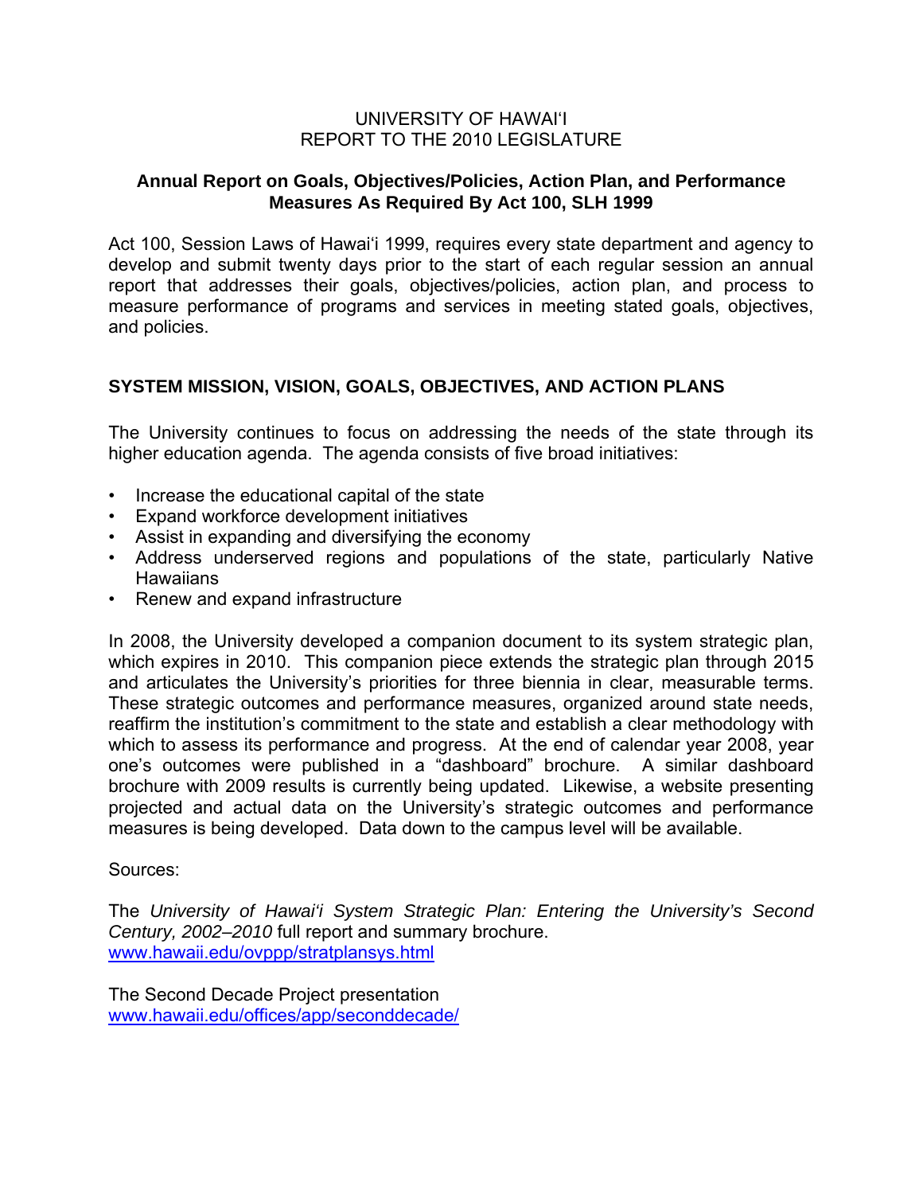UNIVERSITY OF HAWAI'I
REPORT TO THE 2010 LEGISLATURE

**Annual Report on Goals, Objectives/Policies, Action Plan, and Performance Measures As Required By Act 100, SLH 1999**

Act 100, Session Laws of Hawai'i 1999, requires every state department and agency to develop and submit twenty days prior to the start of each regular session an annual report that addresses their goals, objectives/policies, action plan, and process to measure performance of programs and services in meeting stated goals, objectives, and policies.

## SYSTEM MISSION, VISION, GOALS, OBJECTIVES, AND ACTION PLANS

The University continues to focus on addressing the needs of the state through its higher education agenda. The agenda consists of five broad initiatives:

- Increase the educational capital of the state
- Expand workforce development initiatives
- Assist in expanding and diversifying the economy
- Address underserved regions and populations of the state, particularly Native Hawaiians
- Renew and expand infrastructure

In 2008, the University developed a companion document to its system strategic plan, which expires in 2010. This companion piece extends the strategic plan through 2015 and articulates the University's priorities for three biennia in clear, measurable terms. These strategic outcomes and performance measures, organized around state needs, reaffirm the institution's commitment to the state and establish a clear methodology with which to assess its performance and progress. At the end of calendar year 2008, year one's outcomes were published in a "dashboard" brochure. A similar dashboard brochure with 2009 results is currently being updated. Likewise, a website presenting projected and actual data on the University's strategic outcomes and performance measures is being developed. Data down to the campus level will be available.

Sources:

The *University of Hawai'i System Strategic Plan: Entering the University's Second Century, 2002–2010* full report and summary brochure.
www.hawaii.edu/ovppp/stratplansys.html

The Second Decade Project presentation
www.hawaii.edu/offices/app/seconddecade/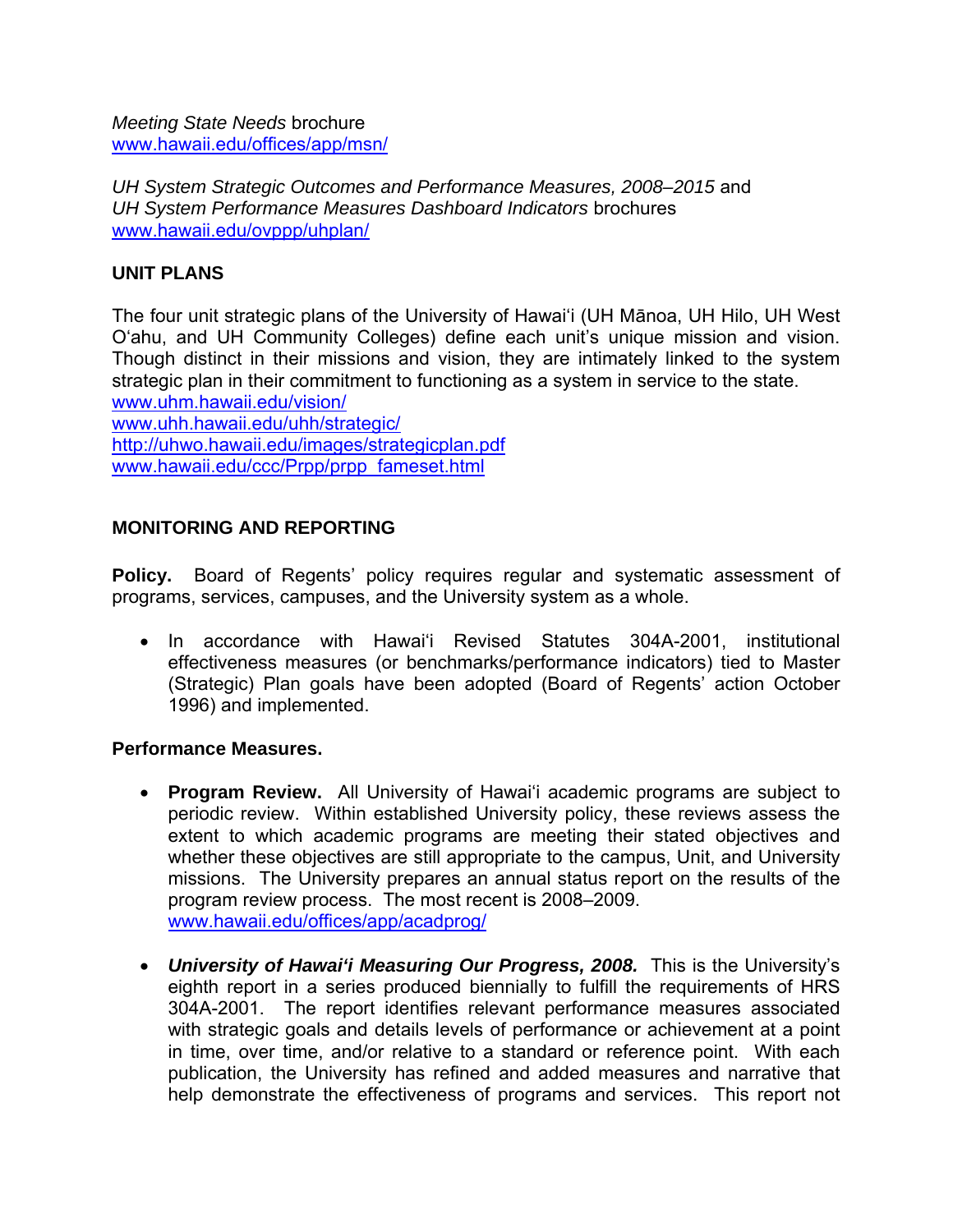*Meeting State Needs* brochure
www.hawaii.edu/offices/app/msn/

*UH System Strategic Outcomes and Performance Measures, 2008–2015* and *UH System Performance Measures Dashboard Indicators* brochures
www.hawaii.edu/ovppp/uhplan/

## UNIT PLANS

The four unit strategic plans of the University of Hawai'i (UH Mānoa, UH Hilo, UH West O'ahu, and UH Community Colleges) define each unit's unique mission and vision. Though distinct in their missions and vision, they are intimately linked to the system strategic plan in their commitment to functioning as a system in service to the state.
www.uhm.hawaii.edu/vision/
www.uhh.hawaii.edu/uhh/strategic/
http://uhwo.hawaii.edu/images/strategicplan.pdf
www.hawaii.edu/ccc/Prpp/prpp_fameset.html

## MONITORING AND REPORTING

**Policy.** Board of Regents' policy requires regular and systematic assessment of programs, services, campuses, and the University system as a whole.

- In accordance with Hawai'i Revised Statutes 304A-2001, institutional effectiveness measures (or benchmarks/performance indicators) tied to Master (Strategic) Plan goals have been adopted (Board of Regents' action October 1996) and implemented.

**Performance Measures.**

- **Program Review.** All University of Hawai'i academic programs are subject to periodic review. Within established University policy, these reviews assess the extent to which academic programs are meeting their stated objectives and whether these objectives are still appropriate to the campus, Unit, and University missions. The University prepares an annual status report on the results of the program review process. The most recent is 2008–2009.
  www.hawaii.edu/offices/app/acadprog/

- ***University of Hawai'i Measuring Our Progress, 2008.*** This is the University's eighth report in a series produced biennially to fulfill the requirements of HRS 304A-2001. The report identifies relevant performance measures associated with strategic goals and details levels of performance or achievement at a point in time, over time, and/or relative to a standard or reference point. With each publication, the University has refined and added measures and narrative that help demonstrate the effectiveness of programs and services. This report not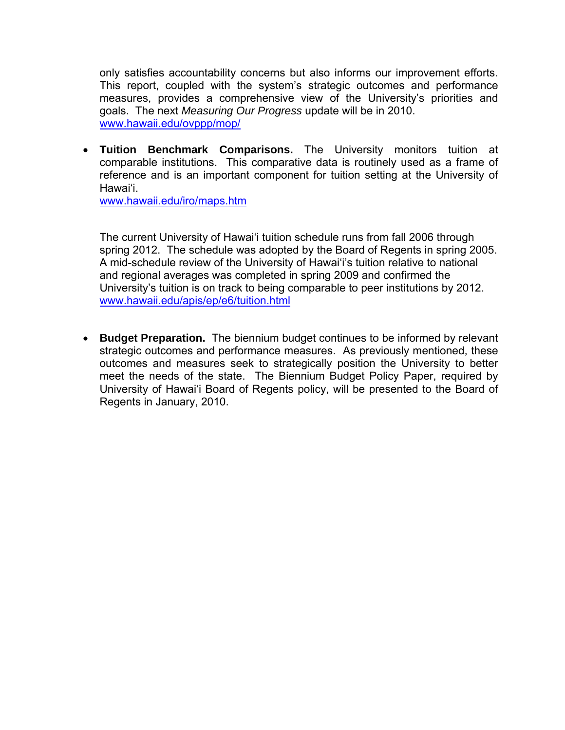only satisfies accountability concerns but also informs our improvement efforts. This report, coupled with the system's strategic outcomes and performance measures, provides a comprehensive view of the University's priorities and goals. The next *Measuring Our Progress* update will be in 2010.
www.hawaii.edu/ovppp/mop/

- **Tuition Benchmark Comparisons.** The University monitors tuition at comparable institutions. This comparative data is routinely used as a frame of reference and is an important component for tuition setting at the University of Hawai'i.
  www.hawaii.edu/iro/maps.htm

  The current University of Hawai'i tuition schedule runs from fall 2006 through spring 2012. The schedule was adopted by the Board of Regents in spring 2005. A mid-schedule review of the University of Hawai'i's tuition relative to national and regional averages was completed in spring 2009 and confirmed the University's tuition is on track to being comparable to peer institutions by 2012.
  www.hawaii.edu/apis/ep/e6/tuition.html

- **Budget Preparation.** The biennium budget continues to be informed by relevant strategic outcomes and performance measures. As previously mentioned, these outcomes and measures seek to strategically position the University to better meet the needs of the state. The Biennium Budget Policy Paper, required by University of Hawai'i Board of Regents policy, will be presented to the Board of Regents in January, 2010.